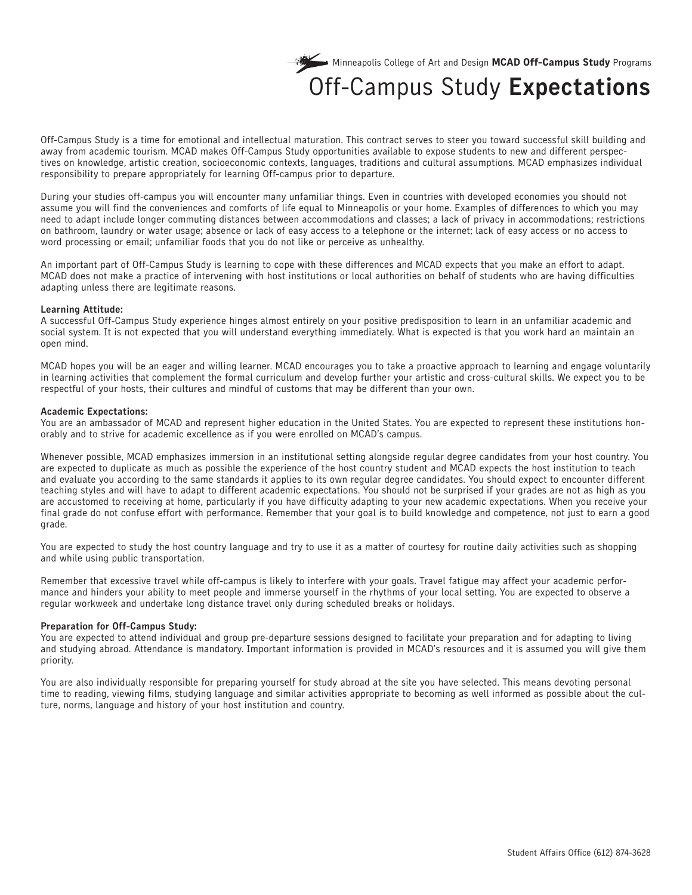Minneapolis College of Art and Design **MCAD Off-Campus Study** Programs

# Off-Campus Study **Expectations**

Off-Campus Study is a time for emotional and intellectual maturation. This contract serves to steer you toward successful skill building and away from academic tourism. MCAD makes Off-Campus Study opportunities available to expose students to new and different perspectives on knowledge, artistic creation, socioeconomic contexts, languages, traditions and cultural assumptions. MCAD emphasizes individual responsibility to prepare appropriately for learning Off-campus prior to departure.

During your studies off-campus you will encounter many unfamiliar things. Even in countries with developed economies you should not assume you will find the conveniences and comforts of life equal to Minneapolis or your home. Examples of differences to which you may need to adapt include longer commuting distances between accommodations and classes; a lack of privacy in accommodations; restrictions on bathroom, laundry or water usage; absence or lack of easy access to a telephone or the internet; lack of easy access or no access to word processing or email; unfamiliar foods that you do not like or perceive as unhealthy.

An important part of Off-Campus Study is learning to cope with these differences and MCAD expects that you make an effort to adapt. MCAD does not make a practice of intervening with host institutions or local authorities on behalf of students who are having difficulties adapting unless there are legitimate reasons.

**Learning Attitude:**
A successful Off-Campus Study experience hinges almost entirely on your positive predisposition to learn in an unfamiliar academic and social system. It is not expected that you will understand everything immediately. What is expected is that you work hard an maintain an open mind.

MCAD hopes you will be an eager and willing learner. MCAD encourages you to take a proactive approach to learning and engage voluntarily in learning activities that complement the formal curriculum and develop further your artistic and cross-cultural skills. We expect you to be respectful of your hosts, their cultures and mindful of customs that may be different than your own.

**Academic Expectations:**
You are an ambassador of MCAD and represent higher education in the United States. You are expected to represent these institutions honorably and to strive for academic excellence as if you were enrolled on MCAD's campus.

Whenever possible, MCAD emphasizes immersion in an institutional setting alongside regular degree candidates from your host country. You are expected to duplicate as much as possible the experience of the host country student and MCAD expects the host institution to teach and evaluate you according to the same standards it applies to its own regular degree candidates. You should expect to encounter different teaching styles and will have to adapt to different academic expectations. You should not be surprised if your grades are not as high as you are accustomed to receiving at home, particularly if you have difficulty adapting to your new academic expectations. When you receive your final grade do not confuse effort with performance. Remember that your goal is to build knowledge and competence, not just to earn a good grade.

You are expected to study the host country language and try to use it as a matter of courtesy for routine daily activities such as shopping and while using public transportation.

Remember that excessive travel while off-campus is likely to interfere with your goals. Travel fatigue may affect your academic performance and hinders your ability to meet people and immerse yourself in the rhythms of your local setting. You are expected to observe a regular workweek and undertake long distance travel only during scheduled breaks or holidays.

**Preparation for Off-Campus Study:**
You are expected to attend individual and group pre-departure sessions designed to facilitate your preparation and for adapting to living and studying abroad. Attendance is mandatory. Important information is provided in MCAD's resources and it is assumed you will give them priority.

You are also individually responsible for preparing yourself for study abroad at the site you have selected. This means devoting personal time to reading, viewing films, studying language and similar activities appropriate to becoming as well informed as possible about the culture, norms, language and history of your host institution and country.

Student Affairs Office (612) 874-3628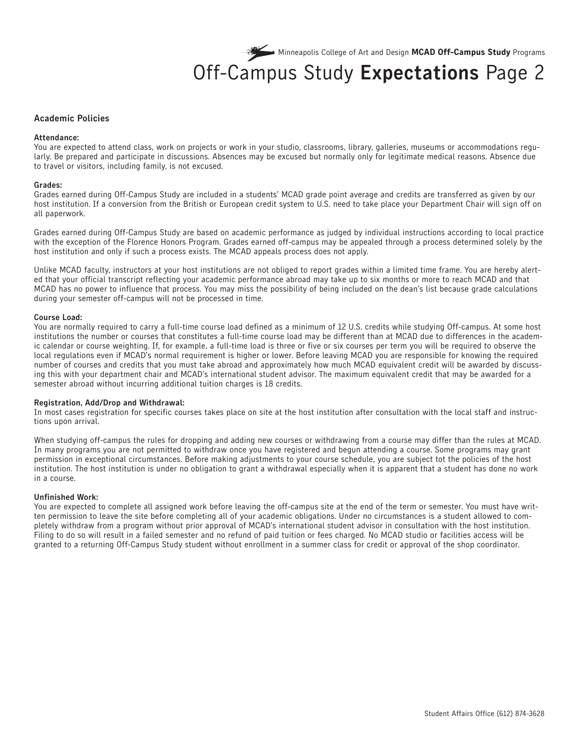# Off-Campus Study **Expectations** Page 2

## Academic Policies

### Attendance:

You are expected to attend class, work on projects or work in your studio, classrooms, library, galleries, museums or accommodations regularly. Be prepared and participate in discussions. Absences may be excused but normally only for legitimate medical reasons. Absence due to travel or visitors, including family, is not excused.

### Grades:

Grades earned during Off-Campus Study are included in a students' MCAD grade point average and credits are transferred as given by our host institution. If a conversion from the British or European credit system to U.S. need to take place your Department Chair will sign off on all paperwork.

Grades earned during Off-Campus Study are based on academic performance as judged by individual instructions according to local practice with the exception of the Florence Honors Program. Grades earned off-campus may be appealed through a process determined solely by the host institution and only if such a process exists. The MCAD appeals process does not apply.

Unlike MCAD faculty, instructors at your host institutions are not obliged to report grades within a limited time frame. You are hereby alerted that your official transcript reflecting your academic performance abroad may take up to six months or more to reach MCAD and that MCAD has no power to influence that process. You may miss the possibility of being included on the dean's list because grade calculations during your semester off-campus will not be processed in time.

### Course Load:

You are normally required to carry a full-time course load defined as a minimum of 12 U.S. credits while studying Off-campus. At some host institutions the number or courses that constitutes a full-time course load may be different than at MCAD due to differences in the academic calendar or course weighting. If, for example, a full-time load is three or five or six courses per term you will be required to observe the local regulations even if MCAD's normal requirement is higher or lower. Before leaving MCAD you are responsible for knowing the required number of courses and credits that you must take abroad and approximately how much MCAD equivalent credit will be awarded by discussing this with your department chair and MCAD's international student advisor. The maximum equivalent credit that may be awarded for a semester abroad without incurring additional tuition charges is 18 credits.

### Registration, Add/Drop and Withdrawal:

In most cases registration for specific courses takes place on site at the host institution after consultation with the local staff and instructions upon arrival.

When studying off-campus the rules for dropping and adding new courses or withdrawing from a course may differ than the rules at MCAD. In many programs you are not permitted to withdraw once you have registered and begun attending a course. Some programs may grant permission in exceptional circumstances. Before making adjustments to your course schedule, you are subject tot the policies of the host institution. The host institution is under no obligation to grant a withdrawal especially when it is apparent that a student has done no work in a course.

### Unfinished Work:

You are expected to complete all assigned work before leaving the off-campus site at the end of the term or semester. You must have written permission to leave the site before completing all of your academic obligations. Under no circumstances is a student allowed to completely withdraw from a program without prior approval of MCAD's international student advisor in consultation with the host institution. Filing to do so will result in a failed semester and no refund of paid tuition or fees charged. No MCAD studio or facilities access will be granted to a returning Off-Campus Study student without enrollment in a summer class for credit or approval of the shop coordinator.

Student Affairs Office (612) 874-3628